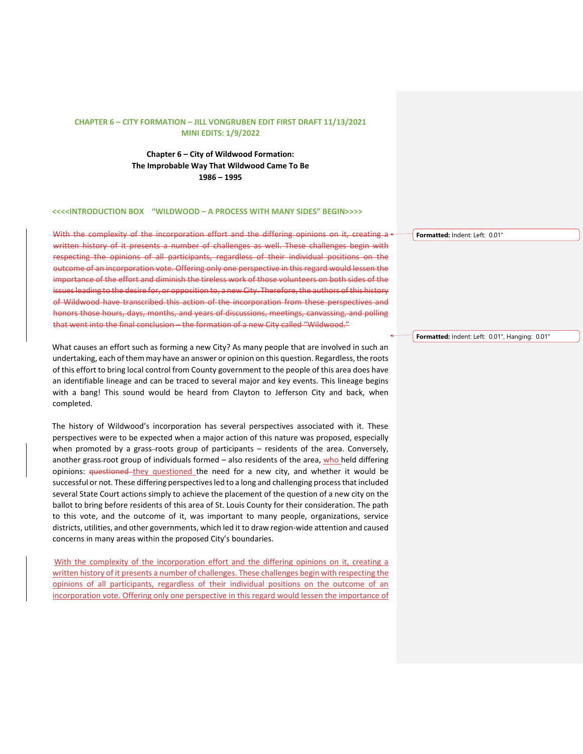**CHAPTER 6 – CITY FORMATION – JILL VONGRUBEN EDIT FIRST DRAFT 11/13/2021**
**MINI EDITS: 1/9/2022**

# Chapter 6 – City of Wildwood Formation:
# The Improbable Way That Wildwood Came To Be
# 1986 – 1995

**<<<<INTRODUCTION BOX "WILDWOOD – A PROCESS WITH MANY SIDES" BEGIN>>>>**

~~With the complexity of the incorporation effort and the differing opinions on it, creating a written history of it presents a number of challenges as well. These challenges begin with respecting the opinions of all participants, regardless of their individual positions on the outcome of an incorporation vote. Offering only one perspective in this regard would lessen the importance of the effort and diminish the tireless work of those volunteers on both sides of the issues leading to the desire for, or opposition to, a new City. Therefore, the authors of this history of Wildwood have transcribed this action of the incorporation from these perspectives and honors those hours, days, months, and years of discussions, meetings, canvassing, and polling that went into the final conclusion – the formation of a new City called "Wildwood."~~

What causes an effort such as forming a new City? As many people that are involved in such an undertaking, each of them may have an answer or opinion on this question. Regardless, the roots of this effort to bring local control from County government to the people of this area does have an identifiable lineage and can be traced to several major and key events. This lineage begins with a bang! This sound would be heard from Clayton to Jefferson City and back, when completed.

The history of Wildwood's incorporation has several perspectives associated with it. These perspectives were to be expected when a major action of this nature was proposed, especially when promoted by a grass-roots group of participants – residents of the area. Conversely, another grass-root group of individuals formed – also residents of the area, who held differing opinions: ~~questioned~~ they questioned the need for a new city, and whether it would be successful or not. These differing perspectives led to a long and challenging process that included several State Court actions simply to achieve the placement of the question of a new city on the ballot to bring before residents of this area of St. Louis County for their consideration. The path to this vote, and the outcome of it, was important to many people, organizations, service districts, utilities, and other governments, which led it to draw region-wide attention and caused concerns in many areas within the proposed City's boundaries.

With the complexity of the incorporation effort and the differing opinions on it, creating a written history of it presents a number of challenges. These challenges begin with respecting the opinions of all participants, regardless of their individual positions on the outcome of an incorporation vote. Offering only one perspective in this regard would lessen the importance of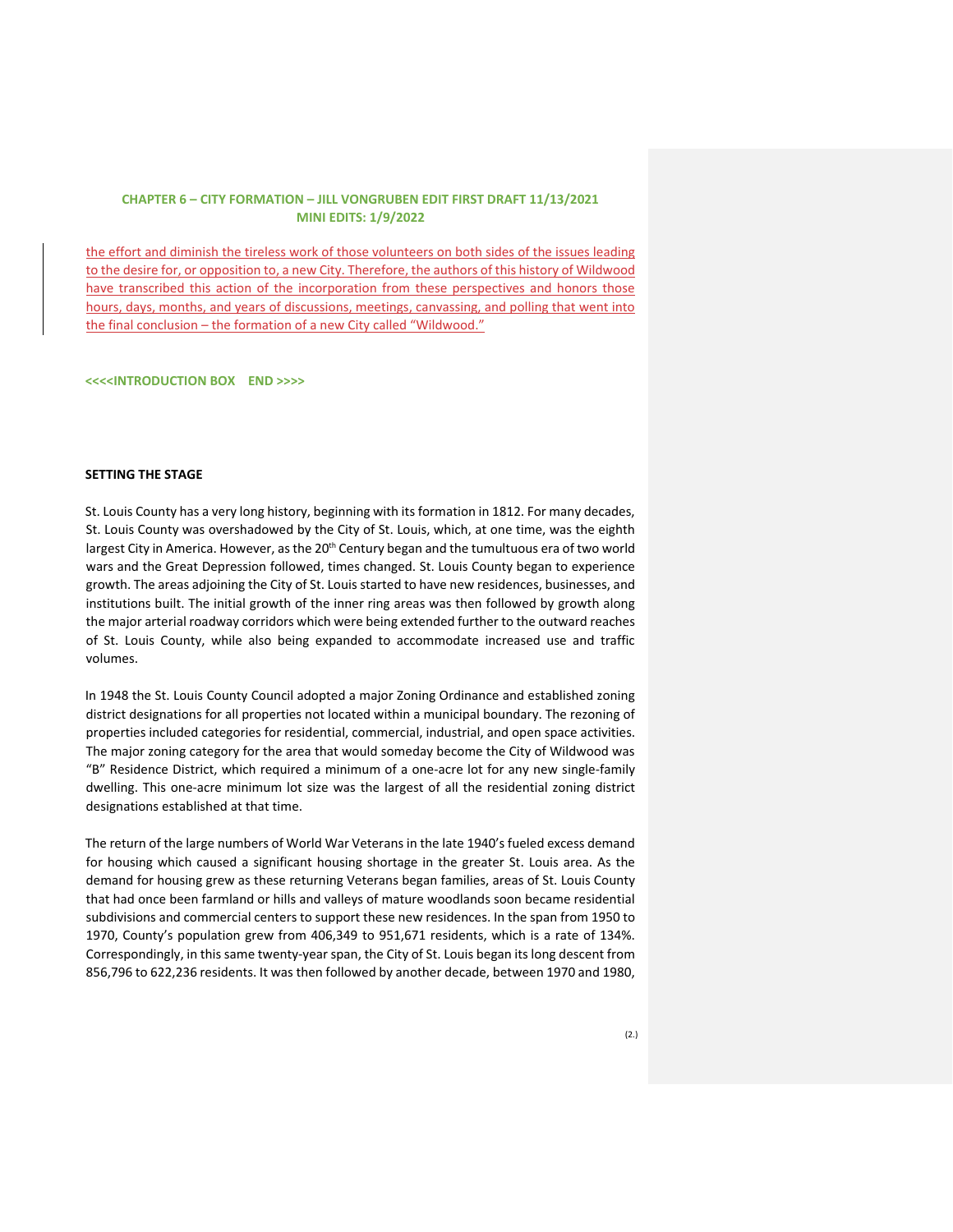**CHAPTER 6 – CITY FORMATION – JILL VONGRUBEN EDIT FIRST DRAFT 11/13/2021**
**MINI EDITS: 1/9/2022**

the effort and diminish the tireless work of those volunteers on both sides of the issues leading to the desire for, or opposition to, a new City. Therefore, the authors of this history of Wildwood have transcribed this action of the incorporation from these perspectives and honors those hours, days, months, and years of discussions, meetings, canvassing, and polling that went into the final conclusion – the formation of a new City called "Wildwood."

**<<<<INTRODUCTION BOX END >>>>**

## SETTING THE STAGE

St. Louis County has a very long history, beginning with its formation in 1812. For many decades, St. Louis County was overshadowed by the City of St. Louis, which, at one time, was the eighth largest City in America. However, as the 20th Century began and the tumultuous era of two world wars and the Great Depression followed, times changed. St. Louis County began to experience growth. The areas adjoining the City of St. Louis started to have new residences, businesses, and institutions built. The initial growth of the inner ring areas was then followed by growth along the major arterial roadway corridors which were being extended further to the outward reaches of St. Louis County, while also being expanded to accommodate increased use and traffic volumes.

In 1948 the St. Louis County Council adopted a major Zoning Ordinance and established zoning district designations for all properties not located within a municipal boundary. The rezoning of properties included categories for residential, commercial, industrial, and open space activities. The major zoning category for the area that would someday become the City of Wildwood was "B" Residence District, which required a minimum of a one-acre lot for any new single-family dwelling. This one-acre minimum lot size was the largest of all the residential zoning district designations established at that time.

The return of the large numbers of World War Veterans in the late 1940's fueled excess demand for housing which caused a significant housing shortage in the greater St. Louis area. As the demand for housing grew as these returning Veterans began families, areas of St. Louis County that had once been farmland or hills and valleys of mature woodlands soon became residential subdivisions and commercial centers to support these new residences. In the span from 1950 to 1970, County's population grew from 406,349 to 951,671 residents, which is a rate of 134%. Correspondingly, in this same twenty-year span, the City of St. Louis began its long descent from 856,796 to 622,236 residents. It was then followed by another decade, between 1970 and 1980,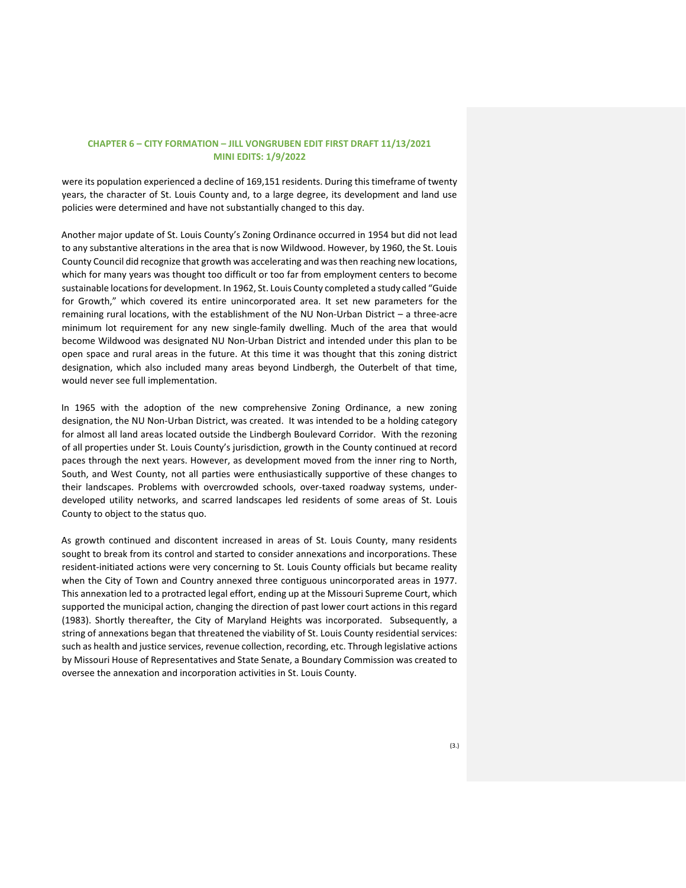were its population experienced a decline of 169,151 residents. During this timeframe of twenty years, the character of St. Louis County and, to a large degree, its development and land use policies were determined and have not substantially changed to this day.

Another major update of St. Louis County's Zoning Ordinance occurred in 1954 but did not lead to any substantive alterations in the area that is now Wildwood. However, by 1960, the St. Louis County Council did recognize that growth was accelerating and was then reaching new locations, which for many years was thought too difficult or too far from employment centers to become sustainable locations for development. In 1962, St. Louis County completed a study called "Guide for Growth," which covered its entire unincorporated area. It set new parameters for the remaining rural locations, with the establishment of the NU Non-Urban District – a three-acre minimum lot requirement for any new single-family dwelling. Much of the area that would become Wildwood was designated NU Non-Urban District and intended under this plan to be open space and rural areas in the future. At this time it was thought that this zoning district designation, which also included many areas beyond Lindbergh, the Outerbelt of that time, would never see full implementation.

In 1965 with the adoption of the new comprehensive Zoning Ordinance, a new zoning designation, the NU Non-Urban District, was created. It was intended to be a holding category for almost all land areas located outside the Lindbergh Boulevard Corridor. With the rezoning of all properties under St. Louis County's jurisdiction, growth in the County continued at record paces through the next years. However, as development moved from the inner ring to North, South, and West County, not all parties were enthusiastically supportive of these changes to their landscapes. Problems with overcrowded schools, over-taxed roadway systems, under-developed utility networks, and scarred landscapes led residents of some areas of St. Louis County to object to the status quo.

As growth continued and discontent increased in areas of St. Louis County, many residents sought to break from its control and started to consider annexations and incorporations. These resident-initiated actions were very concerning to St. Louis County officials but became reality when the City of Town and Country annexed three contiguous unincorporated areas in 1977. This annexation led to a protracted legal effort, ending up at the Missouri Supreme Court, which supported the municipal action, changing the direction of past lower court actions in this regard (1983). Shortly thereafter, the City of Maryland Heights was incorporated. Subsequently, a string of annexations began that threatened the viability of St. Louis County residential services: such as health and justice services, revenue collection, recording, etc. Through legislative actions by Missouri House of Representatives and State Senate, a Boundary Commission was created to oversee the annexation and incorporation activities in St. Louis County.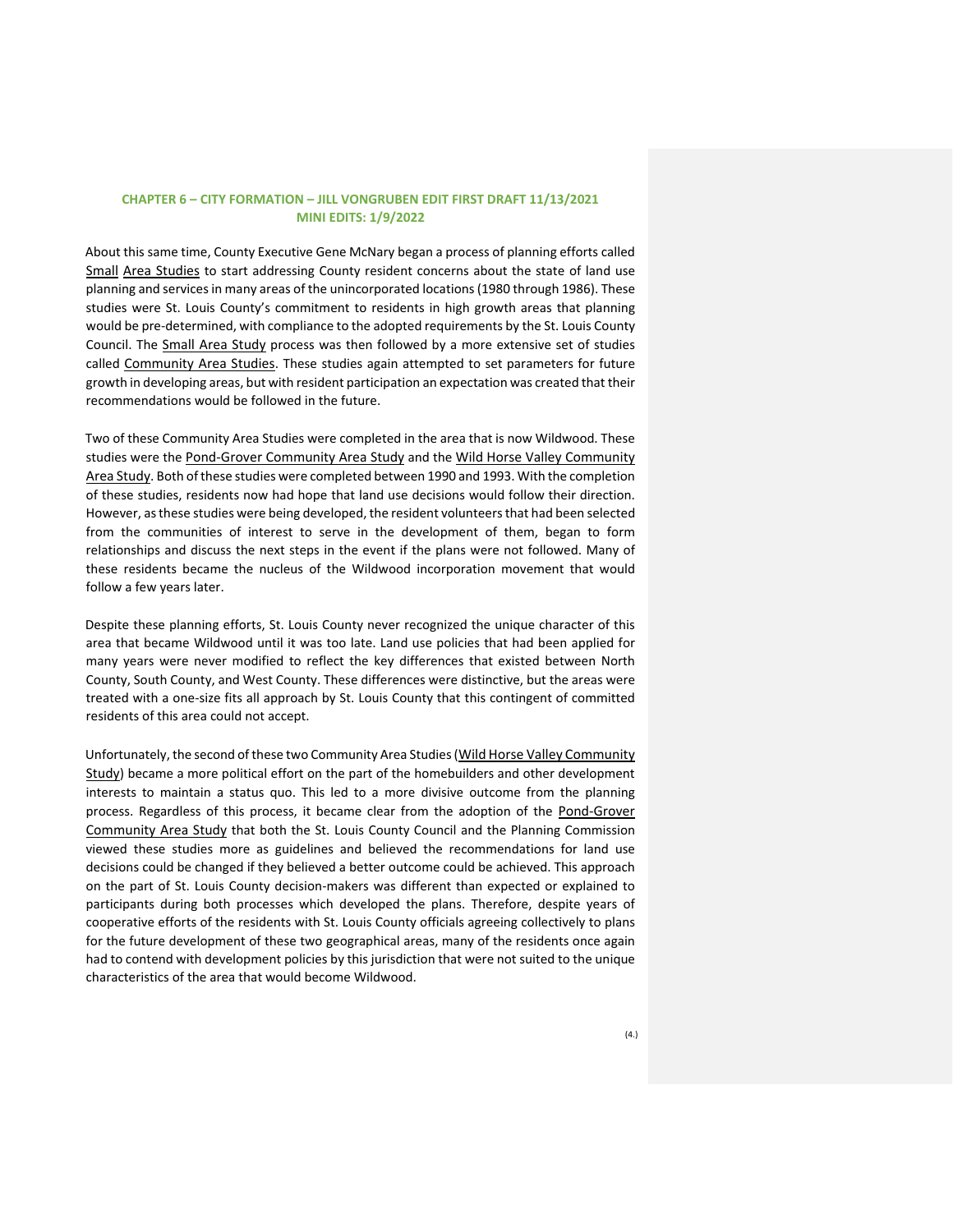**CHAPTER 6 – CITY FORMATION – JILL VONGRUBEN EDIT FIRST DRAFT 11/13/2021**
**MINI EDITS: 1/9/2022**

About this same time, County Executive Gene McNary began a process of planning efforts called Small Area Studies to start addressing County resident concerns about the state of land use planning and services in many areas of the unincorporated locations (1980 through 1986). These studies were St. Louis County's commitment to residents in high growth areas that planning would be pre-determined, with compliance to the adopted requirements by the St. Louis County Council. The Small Area Study process was then followed by a more extensive set of studies called Community Area Studies. These studies again attempted to set parameters for future growth in developing areas, but with resident participation an expectation was created that their recommendations would be followed in the future.

Two of these Community Area Studies were completed in the area that is now Wildwood. These studies were the Pond-Grover Community Area Study and the Wild Horse Valley Community Area Study. Both of these studies were completed between 1990 and 1993. With the completion of these studies, residents now had hope that land use decisions would follow their direction. However, as these studies were being developed, the resident volunteers that had been selected from the communities of interest to serve in the development of them, began to form relationships and discuss the next steps in the event if the plans were not followed. Many of these residents became the nucleus of the Wildwood incorporation movement that would follow a few years later.

Despite these planning efforts, St. Louis County never recognized the unique character of this area that became Wildwood until it was too late. Land use policies that had been applied for many years were never modified to reflect the key differences that existed between North County, South County, and West County. These differences were distinctive, but the areas were treated with a one-size fits all approach by St. Louis County that this contingent of committed residents of this area could not accept.

Unfortunately, the second of these two Community Area Studies (Wild Horse Valley Community Study) became a more political effort on the part of the homebuilders and other development interests to maintain a status quo. This led to a more divisive outcome from the planning process. Regardless of this process, it became clear from the adoption of the Pond-Grover Community Area Study that both the St. Louis County Council and the Planning Commission viewed these studies more as guidelines and believed the recommendations for land use decisions could be changed if they believed a better outcome could be achieved. This approach on the part of St. Louis County decision-makers was different than expected or explained to participants during both processes which developed the plans. Therefore, despite years of cooperative efforts of the residents with St. Louis County officials agreeing collectively to plans for the future development of these two geographical areas, many of the residents once again had to contend with development policies by this jurisdiction that were not suited to the unique characteristics of the area that would become Wildwood.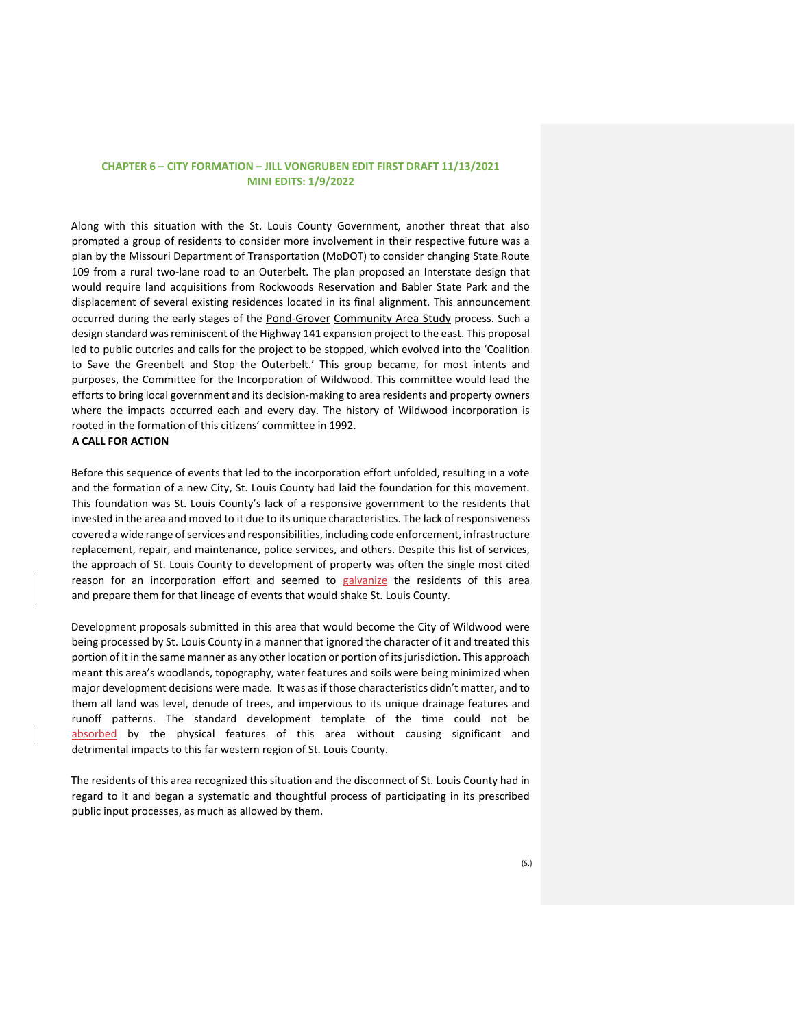**CHAPTER 6 – CITY FORMATION – JILL VONGRUBEN EDIT FIRST DRAFT 11/13/2021**
**MINI EDITS: 1/9/2022**

Along with this situation with the St. Louis County Government, another threat that also prompted a group of residents to consider more involvement in their respective future was a plan by the Missouri Department of Transportation (MoDOT) to consider changing State Route 109 from a rural two-lane road to an Outerbelt. The plan proposed an Interstate design that would require land acquisitions from Rockwoods Reservation and Babler State Park and the displacement of several existing residences located in its final alignment. This announcement occurred during the early stages of the Pond-Grover Community Area Study process. Such a design standard was reminiscent of the Highway 141 expansion project to the east. This proposal led to public outcries and calls for the project to be stopped, which evolved into the 'Coalition to Save the Greenbelt and Stop the Outerbelt.' This group became, for most intents and purposes, the Committee for the Incorporation of Wildwood. This committee would lead the efforts to bring local government and its decision-making to area residents and property owners where the impacts occurred each and every day. The history of Wildwood incorporation is rooted in the formation of this citizens' committee in 1992.

**A CALL FOR ACTION**

Before this sequence of events that led to the incorporation effort unfolded, resulting in a vote and the formation of a new City, St. Louis County had laid the foundation for this movement. This foundation was St. Louis County's lack of a responsive government to the residents that invested in the area and moved to it due to its unique characteristics. The lack of responsiveness covered a wide range of services and responsibilities, including code enforcement, infrastructure replacement, repair, and maintenance, police services, and others. Despite this list of services, the approach of St. Louis County to development of property was often the single most cited reason for an incorporation effort and seemed to galvanize the residents of this area and prepare them for that lineage of events that would shake St. Louis County.

Development proposals submitted in this area that would become the City of Wildwood were being processed by St. Louis County in a manner that ignored the character of it and treated this portion of it in the same manner as any other location or portion of its jurisdiction. This approach meant this area's woodlands, topography, water features and soils were being minimized when major development decisions were made. It was as if those characteristics didn't matter, and to them all land was level, denude of trees, and impervious to its unique drainage features and runoff patterns. The standard development template of the time could not be absorbed by the physical features of this area without causing significant and detrimental impacts to this far western region of St. Louis County.

The residents of this area recognized this situation and the disconnect of St. Louis County had in regard to it and began a systematic and thoughtful process of participating in its prescribed public input processes, as much as allowed by them.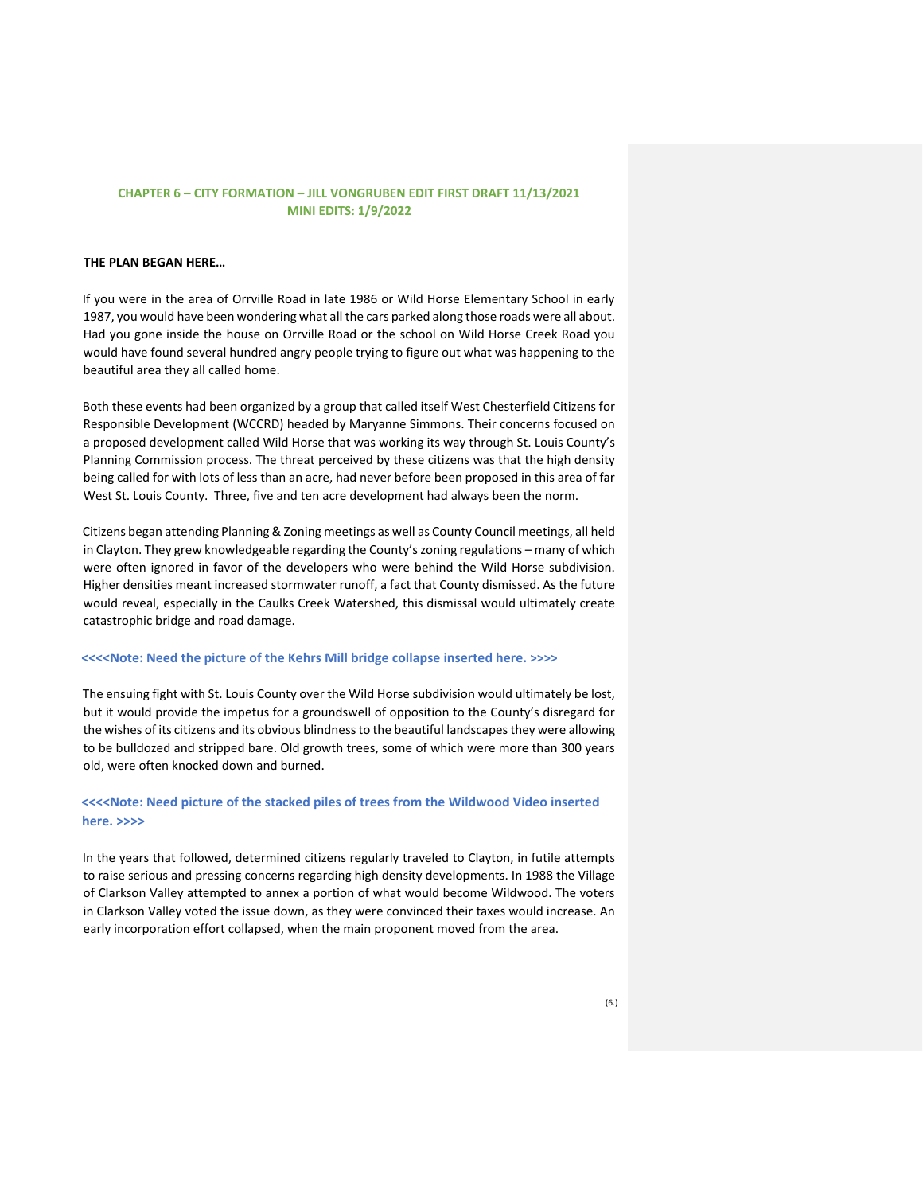**CHAPTER 6 – CITY FORMATION – JILL VONGRUBEN EDIT FIRST DRAFT 11/13/2021**
**MINI EDITS: 1/9/2022**

**THE PLAN BEGAN HERE…**

If you were in the area of Orrville Road in late 1986 or Wild Horse Elementary School in early 1987, you would have been wondering what all the cars parked along those roads were all about. Had you gone inside the house on Orrville Road or the school on Wild Horse Creek Road you would have found several hundred angry people trying to figure out what was happening to the beautiful area they all called home.

Both these events had been organized by a group that called itself West Chesterfield Citizens for Responsible Development (WCCRD) headed by Maryanne Simmons. Their concerns focused on a proposed development called Wild Horse that was working its way through St. Louis County's Planning Commission process. The threat perceived by these citizens was that the high density being called for with lots of less than an acre, had never before been proposed in this area of far West St. Louis County. Three, five and ten acre development had always been the norm.

Citizens began attending Planning & Zoning meetings as well as County Council meetings, all held in Clayton. They grew knowledgeable regarding the County's zoning regulations – many of which were often ignored in favor of the developers who were behind the Wild Horse subdivision. Higher densities meant increased stormwater runoff, a fact that County dismissed. As the future would reveal, especially in the Caulks Creek Watershed, this dismissal would ultimately create catastrophic bridge and road damage.

**<<<<Note: Need the picture of the Kehrs Mill bridge collapse inserted here. >>>>**

The ensuing fight with St. Louis County over the Wild Horse subdivision would ultimately be lost, but it would provide the impetus for a groundswell of opposition to the County's disregard for the wishes of its citizens and its obvious blindness to the beautiful landscapes they were allowing to be bulldozed and stripped bare. Old growth trees, some of which were more than 300 years old, were often knocked down and burned.

**<<<<Note: Need picture of the stacked piles of trees from the Wildwood Video inserted here. >>>>**

In the years that followed, determined citizens regularly traveled to Clayton, in futile attempts to raise serious and pressing concerns regarding high density developments. In 1988 the Village of Clarkson Valley attempted to annex a portion of what would become Wildwood. The voters in Clarkson Valley voted the issue down, as they were convinced their taxes would increase. An early incorporation effort collapsed, when the main proponent moved from the area.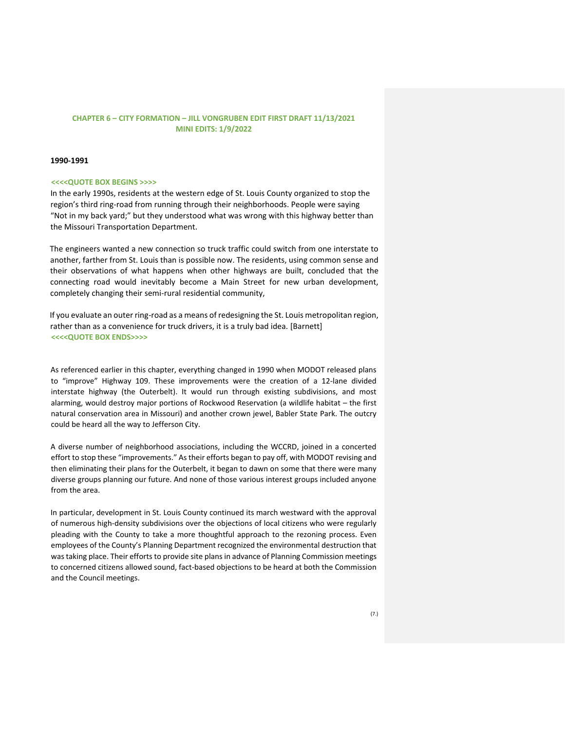**CHAPTER 6 – CITY FORMATION – JILL VONGRUBEN EDIT FIRST DRAFT 11/13/2021**
**MINI EDITS: 1/9/2022**

**1990-1991**

**<<<<QUOTE BOX BEGINS >>>>**

In the early 1990s, residents at the western edge of St. Louis County organized to stop the region's third ring-road from running through their neighborhoods. People were saying "Not in my back yard;" but they understood what was wrong with this highway better than the Missouri Transportation Department.

The engineers wanted a new connection so truck traffic could switch from one interstate to another, farther from St. Louis than is possible now. The residents, using common sense and their observations of what happens when other highways are built, concluded that the connecting road would inevitably become a Main Street for new urban development, completely changing their semi-rural residential community,

If you evaluate an outer ring-road as a means of redesigning the St. Louis metropolitan region, rather than as a convenience for truck drivers, it is a truly bad idea. [Barnett]

**<<<<QUOTE BOX ENDS>>>>**

As referenced earlier in this chapter, everything changed in 1990 when MODOT released plans to "improve" Highway 109. These improvements were the creation of a 12-lane divided interstate highway (the Outerbelt). It would run through existing subdivisions, and most alarming, would destroy major portions of Rockwood Reservation (a wildlife habitat – the first natural conservation area in Missouri) and another crown jewel, Babler State Park. The outcry could be heard all the way to Jefferson City.

A diverse number of neighborhood associations, including the WCCRD, joined in a concerted effort to stop these "improvements." As their efforts began to pay off, with MODOT revising and then eliminating their plans for the Outerbelt, it began to dawn on some that there were many diverse groups planning our future. And none of those various interest groups included anyone from the area.

In particular, development in St. Louis County continued its march westward with the approval of numerous high-density subdivisions over the objections of local citizens who were regularly pleading with the County to take a more thoughtful approach to the rezoning process. Even employees of the County's Planning Department recognized the environmental destruction that was taking place. Their efforts to provide site plans in advance of Planning Commission meetings to concerned citizens allowed sound, fact-based objections to be heard at both the Commission and the Council meetings.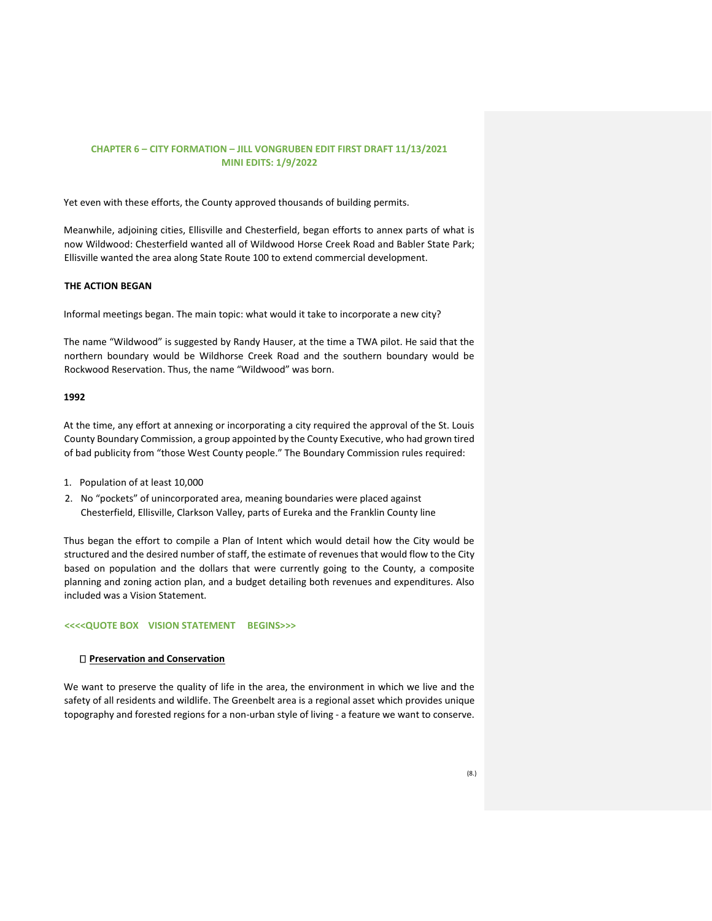**CHAPTER 6 – CITY FORMATION – JILL VONGRUBEN EDIT FIRST DRAFT 11/13/2021**
**MINI EDITS: 1/9/2022**

Yet even with these efforts, the County approved thousands of building permits.

Meanwhile, adjoining cities, Ellisville and Chesterfield, began efforts to annex parts of what is now Wildwood: Chesterfield wanted all of Wildwood Horse Creek Road and Babler State Park; Ellisville wanted the area along State Route 100 to extend commercial development.

**THE ACTION BEGAN**

Informal meetings began. The main topic: what would it take to incorporate a new city?

The name "Wildwood" is suggested by Randy Hauser, at the time a TWA pilot. He said that the northern boundary would be Wildhorse Creek Road and the southern boundary would be Rockwood Reservation. Thus, the name "Wildwood" was born.

**1992**

At the time, any effort at annexing or incorporating a city required the approval of the St. Louis County Boundary Commission, a group appointed by the County Executive, who had grown tired of bad publicity from "those West County people." The Boundary Commission rules required:

1. Population of at least 10,000
2. No "pockets" of unincorporated area, meaning boundaries were placed against Chesterfield, Ellisville, Clarkson Valley, parts of Eureka and the Franklin County line

Thus began the effort to compile a Plan of Intent which would detail how the City would be structured and the desired number of staff, the estimate of revenues that would flow to the City based on population and the dollars that were currently going to the County, a composite planning and zoning action plan, and a budget detailing both revenues and expenditures. Also included was a Vision Statement.

**<<<<QUOTE BOX VISION STATEMENT BEGINS>>>**

- **Preservation and Conservation**

We want to preserve the quality of life in the area, the environment in which we live and the safety of all residents and wildlife. The Greenbelt area is a regional asset which provides unique topography and forested regions for a non-urban style of living - a feature we want to conserve.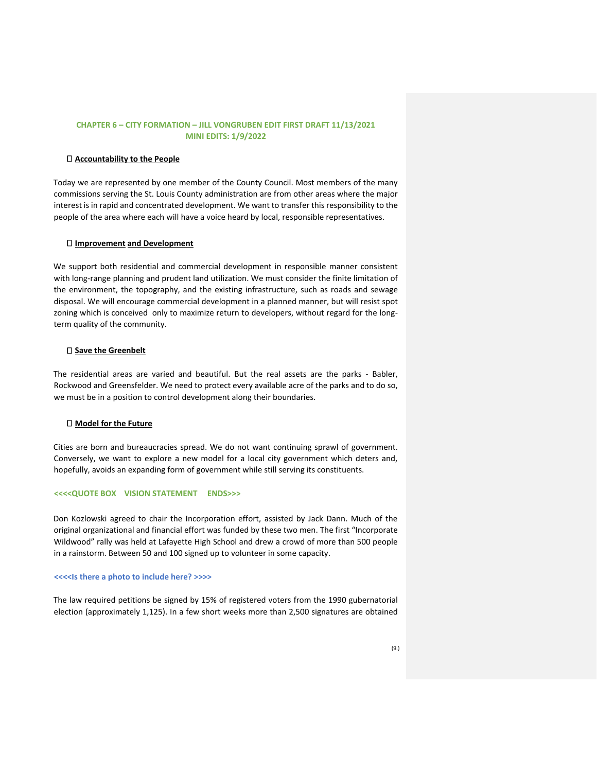**CHAPTER 6 – CITY FORMATION – JILL VONGRUBEN EDIT FIRST DRAFT 11/13/2021**
**MINI EDITS: 1/9/2022**

- **Accountability to the People**

Today we are represented by one member of the County Council. Most members of the many commissions serving the St. Louis County administration are from other areas where the major interest is in rapid and concentrated development. We want to transfer this responsibility to the people of the area where each will have a voice heard by local, responsible representatives.

- **Improvement and Development**

We support both residential and commercial development in responsible manner consistent with long-range planning and prudent land utilization. We must consider the finite limitation of the environment, the topography, and the existing infrastructure, such as roads and sewage disposal. We will encourage commercial development in a planned manner, but will resist spot zoning which is conceived only to maximize return to developers, without regard for the long-term quality of the community.

- **Save the Greenbelt**

The residential areas are varied and beautiful. But the real assets are the parks - Babler, Rockwood and Greensfelder. We need to protect every available acre of the parks and to do so, we must be in a position to control development along their boundaries.

- **Model for the Future**

Cities are born and bureaucracies spread. We do not want continuing sprawl of government. Conversely, we want to explore a new model for a local city government which deters and, hopefully, avoids an expanding form of government while still serving its constituents.

**<<<<QUOTE BOX VISION STATEMENT ENDS>>>**

Don Kozlowski agreed to chair the Incorporation effort, assisted by Jack Dann. Much of the original organizational and financial effort was funded by these two men. The first "Incorporate Wildwood" rally was held at Lafayette High School and drew a crowd of more than 500 people in a rainstorm. Between 50 and 100 signed up to volunteer in some capacity.

**<<<<Is there a photo to include here? >>>>**

The law required petitions be signed by 15% of registered voters from the 1990 gubernatorial election (approximately 1,125). In a few short weeks more than 2,500 signatures are obtained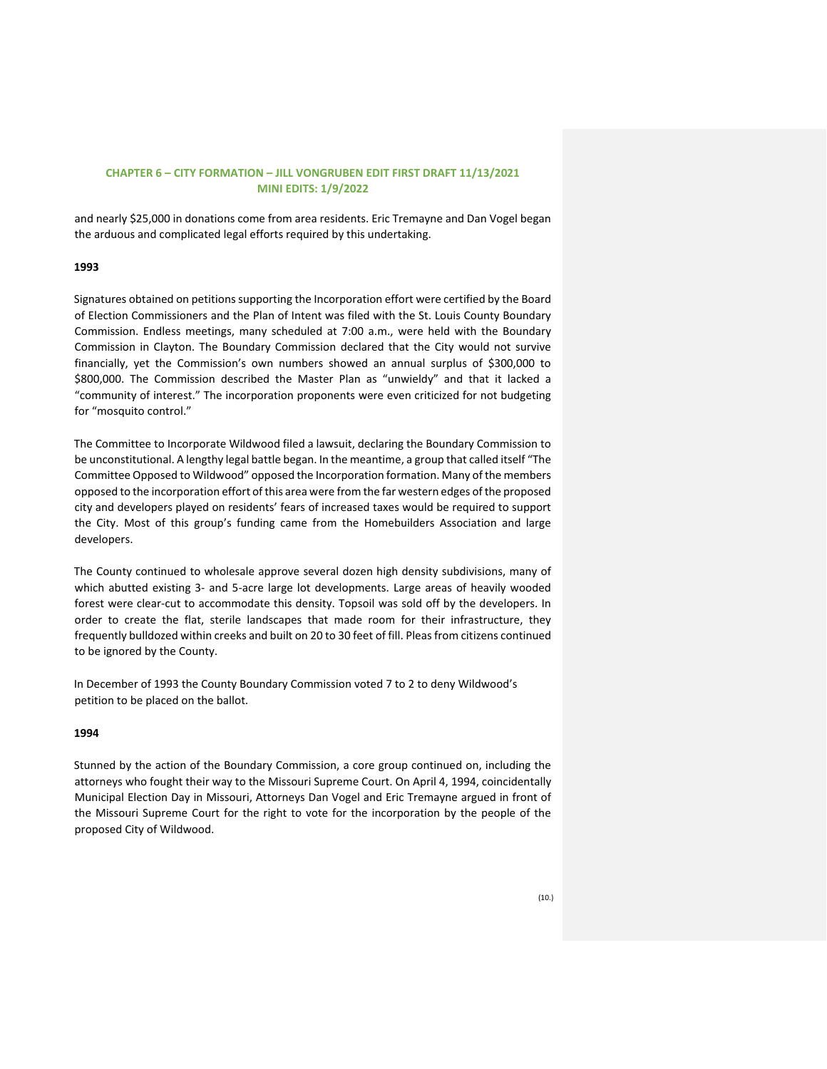and nearly $25,000 in donations come from area residents. Eric Tremayne and Dan Vogel began the arduous and complicated legal efforts required by this undertaking.

**1993**

Signatures obtained on petitions supporting the Incorporation effort were certified by the Board of Election Commissioners and the Plan of Intent was filed with the St. Louis County Boundary Commission. Endless meetings, many scheduled at 7:00 a.m., were held with the Boundary Commission in Clayton. The Boundary Commission declared that the City would not survive financially, yet the Commission's own numbers showed an annual surplus of $300,000 to $800,000. The Commission described the Master Plan as "unwieldy" and that it lacked a "community of interest." The incorporation proponents were even criticized for not budgeting for "mosquito control."

The Committee to Incorporate Wildwood filed a lawsuit, declaring the Boundary Commission to be unconstitutional. A lengthy legal battle began. In the meantime, a group that called itself "The Committee Opposed to Wildwood" opposed the Incorporation formation. Many of the members opposed to the incorporation effort of this area were from the far western edges of the proposed city and developers played on residents' fears of increased taxes would be required to support the City. Most of this group's funding came from the Homebuilders Association and large developers.

The County continued to wholesale approve several dozen high density subdivisions, many of which abutted existing 3- and 5-acre large lot developments. Large areas of heavily wooded forest were clear-cut to accommodate this density. Topsoil was sold off by the developers. In order to create the flat, sterile landscapes that made room for their infrastructure, they frequently bulldozed within creeks and built on 20 to 30 feet of fill. Pleas from citizens continued to be ignored by the County.

In December of 1993 the County Boundary Commission voted 7 to 2 to deny Wildwood's petition to be placed on the ballot.

**1994**

Stunned by the action of the Boundary Commission, a core group continued on, including the attorneys who fought their way to the Missouri Supreme Court. On April 4, 1994, coincidentally Municipal Election Day in Missouri, Attorneys Dan Vogel and Eric Tremayne argued in front of the Missouri Supreme Court for the right to vote for the incorporation by the people of the proposed City of Wildwood.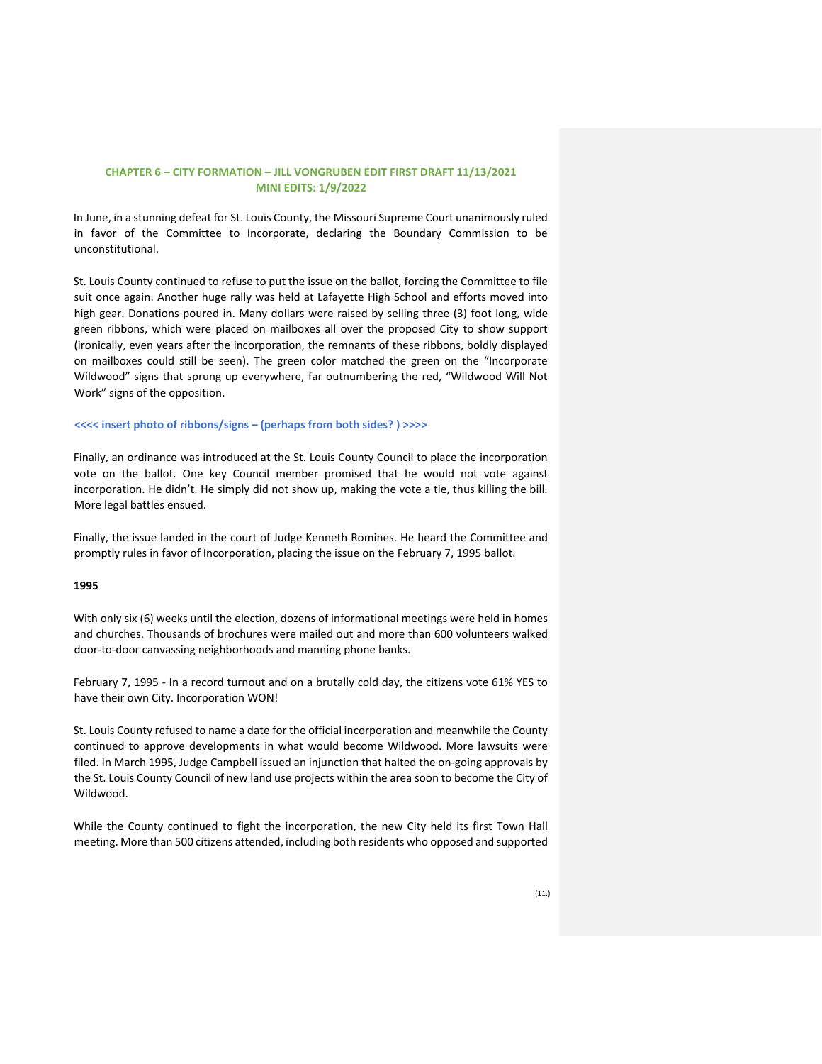**CHAPTER 6 – CITY FORMATION – JILL VONGRUBEN EDIT FIRST DRAFT 11/13/2021**
**MINI EDITS: 1/9/2022**

In June, in a stunning defeat for St. Louis County, the Missouri Supreme Court unanimously ruled in favor of the Committee to Incorporate, declaring the Boundary Commission to be unconstitutional.

St. Louis County continued to refuse to put the issue on the ballot, forcing the Committee to file suit once again. Another huge rally was held at Lafayette High School and efforts moved into high gear. Donations poured in. Many dollars were raised by selling three (3) foot long, wide green ribbons, which were placed on mailboxes all over the proposed City to show support (ironically, even years after the incorporation, the remnants of these ribbons, boldly displayed on mailboxes could still be seen). The green color matched the green on the "Incorporate Wildwood" signs that sprung up everywhere, far outnumbering the red, "Wildwood Will Not Work" signs of the opposition.

**<<<< insert photo of ribbons/signs – (perhaps from both sides? ) >>>>**

Finally, an ordinance was introduced at the St. Louis County Council to place the incorporation vote on the ballot. One key Council member promised that he would not vote against incorporation. He didn't. He simply did not show up, making the vote a tie, thus killing the bill. More legal battles ensued.

Finally, the issue landed in the court of Judge Kenneth Romines. He heard the Committee and promptly rules in favor of Incorporation, placing the issue on the February 7, 1995 ballot.

**1995**

With only six (6) weeks until the election, dozens of informational meetings were held in homes and churches. Thousands of brochures were mailed out and more than 600 volunteers walked door-to-door canvassing neighborhoods and manning phone banks.

February 7, 1995 - In a record turnout and on a brutally cold day, the citizens vote 61% YES to have their own City. Incorporation WON!

St. Louis County refused to name a date for the official incorporation and meanwhile the County continued to approve developments in what would become Wildwood. More lawsuits were filed. In March 1995, Judge Campbell issued an injunction that halted the on-going approvals by the St. Louis County Council of new land use projects within the area soon to become the City of Wildwood.

While the County continued to fight the incorporation, the new City held its first Town Hall meeting. More than 500 citizens attended, including both residents who opposed and supported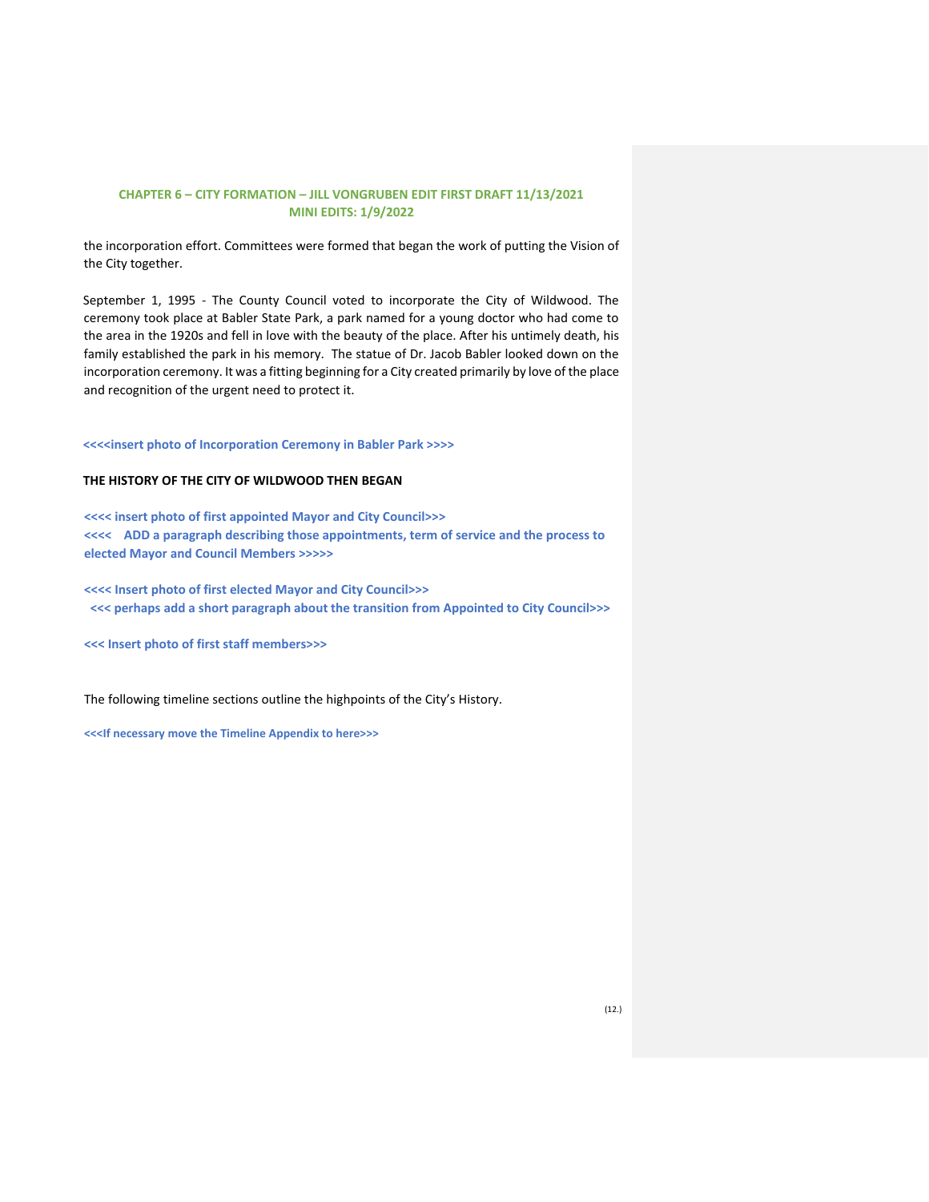the incorporation effort. Committees were formed that began the work of putting the Vision of the City together.

September 1, 1995 - The County Council voted to incorporate the City of Wildwood. The ceremony took place at Babler State Park, a park named for a young doctor who had come to the area in the 1920s and fell in love with the beauty of the place. After his untimely death, his family established the park in his memory. The statue of Dr. Jacob Babler looked down on the incorporation ceremony. It was a fitting beginning for a City created primarily by love of the place and recognition of the urgent need to protect it.

**<<<<insert photo of Incorporation Ceremony in Babler Park >>>>**

**THE HISTORY OF THE CITY OF WILDWOOD THEN BEGAN**

**<<<< insert photo of first appointed Mayor and City Council>>>**
**<<<< ADD a paragraph describing those appointments, term of service and the process to elected Mayor and Council Members >>>>>**

**<<<< Insert photo of first elected Mayor and City Council>>>**
**<<< perhaps add a short paragraph about the transition from Appointed to City Council>>>**

**<<< Insert photo of first staff members>>>**

The following timeline sections outline the highpoints of the City's History.

**<<<If necessary move the Timeline Appendix to here>>>**